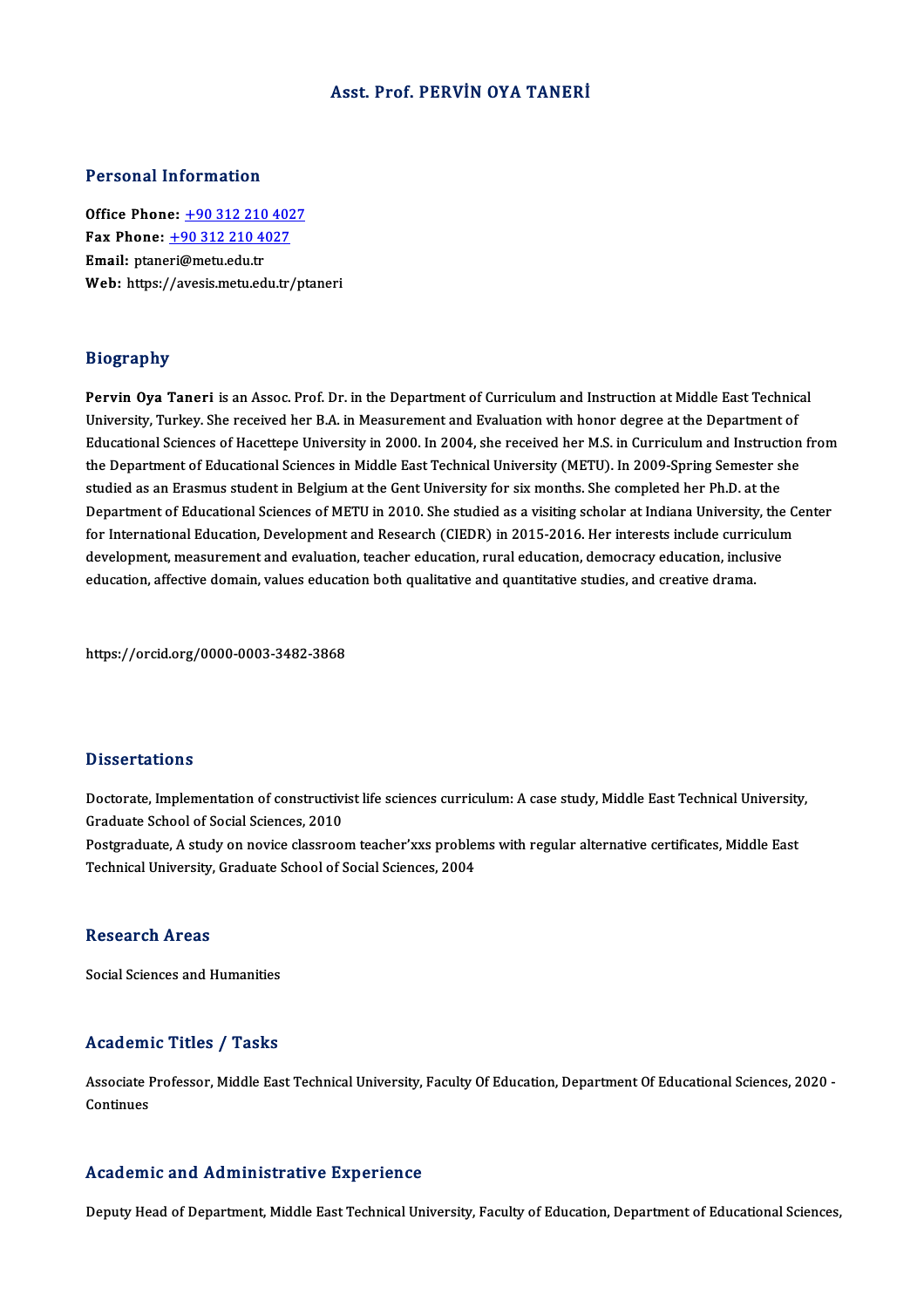# Asst. Prof. PERVİN OYA TANERİ

## Personal Information

**Office Phone:** [+90 312 210 4027](tel:+90 312 210 4027)
**Fax Phone:** [+90 312 210 4027](tel:+90 312 210 4027)
**Email:** ptaneri@metu.edu.tr
**Web:** https://avesis.metu.edu.tr/ptaneri

## Biography

**Pervin Oya Taneri** is an Assoc. Prof. Dr. in the Department of Curriculum and Instruction at Middle East Technical University, Turkey. She received her B.A. in Measurement and Evaluation with honor degree at the Department of Educational Sciences of Hacettepe University in 2000. In 2004, she received her M.S. in Curriculum and Instruction from the Department of Educational Sciences in Middle East Technical University (METU). In 2009-Spring Semester she studied as an Erasmus student in Belgium at the Gent University for six months. She completed her Ph.D. at the Department of Educational Sciences of METU in 2010. She studied as a visiting scholar at Indiana University, the Center for International Education, Development and Research (CIEDR) in 2015-2016. Her interests include curriculum development, measurement and evaluation, teacher education, rural education, democracy education, inclusive education, affective domain, values education both qualitative and quantitative studies, and creative drama.

https://orcid.org/0000-0003-3482-3868

## Dissertations

Doctorate, Implementation of constructivist life sciences curriculum: A case study, Middle East Technical University, Graduate School of Social Sciences, 2010

Postgraduate, A study on novice classroom teacher'xxs problems with regular alternative certificates, Middle East Technical University, Graduate School of Social Sciences, 2004

## Research Areas

Social Sciences and Humanities

## Academic Titles / Tasks

Associate Professor, Middle East Technical University, Faculty Of Education, Department Of Educational Sciences, 2020 - Continues

## Academic and Administrative Experience

Deputy Head of Department, Middle East Technical University, Faculty of Education, Department of Educational Sciences,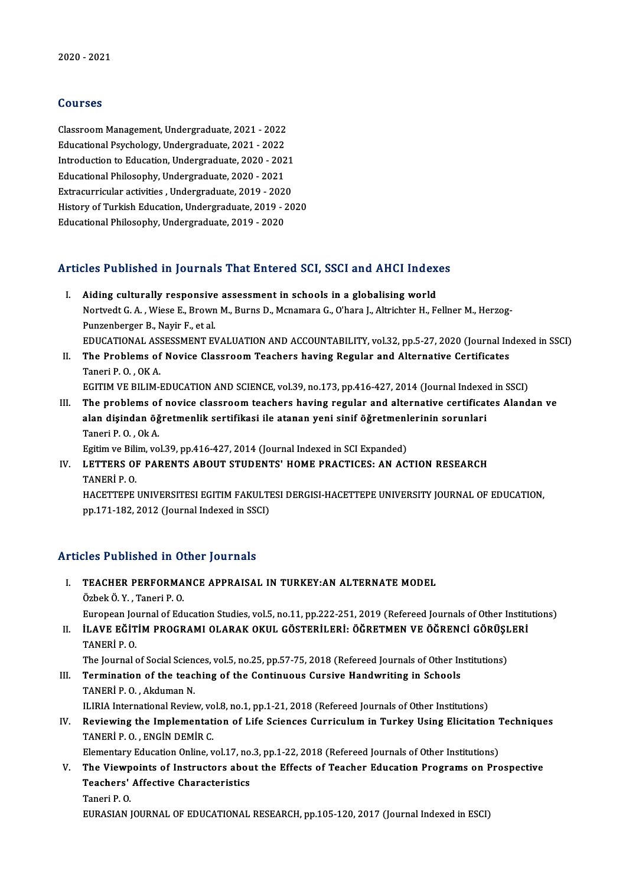2020 - 2021

## Courses

Classroom Management, Undergraduate, 2021 - 2022
Educational Psychology, Undergraduate, 2021 - 2022
Introduction to Education, Undergraduate, 2020 - 2021
Educational Philosophy, Undergraduate, 2020 - 2021
Extracurricular activities , Undergraduate, 2019 - 2020
History of Turkish Education, Undergraduate, 2019 - 2020
Educational Philosophy, Undergraduate, 2019 - 2020

## Articles Published in Journals That Entered SCI, SSCI and AHCI Indexes

I. **Aiding culturally responsive assessment in schools in a globalising world**
   Nortvedt G. A. , Wiese E., Brown M., Burns D., Mcnamara G., O'hara J., Altrichter H., Fellner M., Herzog-Punzenberger B., Nayir F., et al.
   EDUCATIONAL ASSESSMENT EVALUATION AND ACCOUNTABILITY, vol.32, pp.5-27, 2020 (Journal Indexed in SSCI)
II. **The Problems of Novice Classroom Teachers having Regular and Alternative Certificates**
   Taneri P. O. , OK A.
   EGITIM VE BILIM-EDUCATION AND SCIENCE, vol.39, no.173, pp.416-427, 2014 (Journal Indexed in SSCI)
III. **The problems of novice classroom teachers having regular and alternative certificates Alandan ve alan dişindan öğretmenlik sertifikasi ile atanan yeni sinif öğretmenlerinin sorunlari**
   Taneri P. O. , Ok A.
   Egitim ve Bilim, vol.39, pp.416-427, 2014 (Journal Indexed in SCI Expanded)
IV. **LETTERS OF PARENTS ABOUT STUDENTS' HOME PRACTICES: AN ACTION RESEARCH**
   TANERİ P. O.
   HACETTEPE UNIVERSITESI EGITIM FAKULTESI DERGISI-HACETTEPE UNIVERSITY JOURNAL OF EDUCATION, pp.171-182, 2012 (Journal Indexed in SSCI)

## Articles Published in Other Journals

I. **TEACHER PERFORMANCE APPRAISAL IN TURKEY:AN ALTERNATE MODEL**
   Özbek Ö. Y. , Taneri P. O.
   European Journal of Education Studies, vol.5, no.11, pp.222-251, 2019 (Refereed Journals of Other Institutions)
II. **İLAVE EĞİTİM PROGRAMI OLARAK OKUL GÖSTERİLERİ: ÖĞRETMEN VE ÖĞRENCİ GÖRÜŞLERİ**
   TANERİ P. O.
   The Journal of Social Sciences, vol.5, no.25, pp.57-75, 2018 (Refereed Journals of Other Institutions)
III. **Termination of the teaching of the Continuous Cursive Handwriting in Schools**
   TANERİ P. O. , Akduman N.
   ILIRIA International Review, vol.8, no.1, pp.1-21, 2018 (Refereed Journals of Other Institutions)
IV. **Reviewing the Implementation of Life Sciences Curriculum in Turkey Using Elicitation Techniques**
   TANERİ P. O. , ENGİN DEMİR C.
   Elementary Education Online, vol.17, no.3, pp.1-22, 2018 (Refereed Journals of Other Institutions)
V. **The Viewpoints of Instructors about the Effects of Teacher Education Programs on Prospective Teachers' Affective Characteristics**
   Taneri P. O.
   EURASIAN JOURNAL OF EDUCATIONAL RESEARCH, pp.105-120, 2017 (Journal Indexed in ESCI)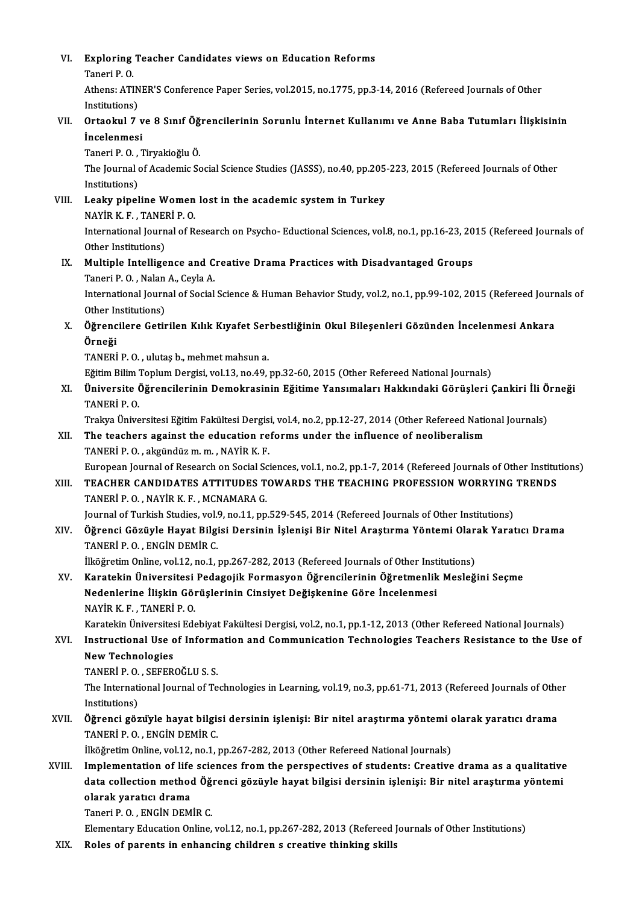VI. **Exploring Teacher Candidates views on Education Reforms**
Taneri P. O.
Athens: ATINER'S Conference Paper Series, vol.2015, no.1775, pp.3-14, 2016 (Refereed Journals of Other Institutions)

VII. **Ortaokul 7 ve 8 Sınıf Öğrencilerinin Sorunlu İnternet Kullanımı ve Anne Baba Tutumları İlişkisinin İncelenmesi**
Taneri P. O. , Tiryakioğlu Ö.
The Journal of Academic Social Science Studies (JASSS), no.40, pp.205-223, 2015 (Refereed Journals of Other Institutions)

VIII. **Leaky pipeline Women lost in the academic system in Turkey**
NAYİR K. F. , TANERİ P. O.
International Journal of Research on Psycho- Eductional Sciences, vol.8, no.1, pp.16-23, 2015 (Refereed Journals of Other Institutions)

IX. **Multiple Intelligence and Creative Drama Practices with Disadvantaged Groups**
Taneri P. O. , Nalan A., Ceyla A.
International Journal of Social Science & Human Behavior Study, vol.2, no.1, pp.99-102, 2015 (Refereed Journals of Other Institutions)

X. **Öğrencilere Getirilen Kılık Kıyafet Serbestliğinin Okul Bileşenleri Gözünden İncelenmesi Ankara Örneği**
TANERİ P. O. , ulutaş b., mehmet mahsun a.
Eğitim Bilim Toplum Dergisi, vol.13, no.49, pp.32-60, 2015 (Other Refereed National Journals)

XI. **Üniversite Öğrencilerinin Demokrasinin Eğitime Yansımaları Hakkındaki Görüşleri Çankiri İli Örneği**
TANERİ P. O.
Trakya Üniversitesi Eğitim Fakültesi Dergisi, vol.4, no.2, pp.12-27, 2014 (Other Refereed National Journals)

XII. **The teachers against the education reforms under the influence of neoliberalism**
TANERİ P. O. , akgündüz m. m. , NAYİR K. F.
European Journal of Research on Social Sciences, vol.1, no.2, pp.1-7, 2014 (Refereed Journals of Other Institutions)

XIII. **TEACHER CANDIDATES ATTITUDES TOWARDS THE TEACHING PROFESSION WORRYING TRENDS**
TANERİ P. O. , NAYİR K. F. , MCNAMARA G.
Journal of Turkish Studies, vol.9, no.11, pp.529-545, 2014 (Refereed Journals of Other Institutions)

XIV. **Öğrenci Gözüyle Hayat Bilgisi Dersinin İşlenişi Bir Nitel Araştırma Yöntemi Olarak Yaratıcı Drama**
TANERİ P. O. , ENGİN DEMİR C.
İlköğretim Online, vol.12, no.1, pp.267-282, 2013 (Refereed Journals of Other Institutions)

XV. **Karatekin Üniversitesi Pedagojik Formasyon Öğrencilerinin Öğretmenlik Mesleğini Seçme Nedenlerine İlişkin Görüşlerinin Cinsiyet Değişkenine Göre İncelenmesi**
NAYİR K. F. , TANERİ P. O.
Karatekin Üniversitesi Edebiyat Fakültesi Dergisi, vol.2, no.1, pp.1-12, 2013 (Other Refereed National Journals)

XVI. **Instructional Use of Information and Communication Technologies Teachers Resistance to the Use of New Technologies**
TANERİ P. O. , SEFEROĞLU S. S.
The International Journal of Technologies in Learning, vol.19, no.3, pp.61-71, 2013 (Refereed Journals of Other Institutions)

XVII. **Öğrenci gözüyle hayat bilgisi dersinin işlenişi: Bir nitel araştırma yöntemi olarak yaratıcı drama**
TANERİ P. O. , ENGİN DEMİR C.
İlköğretim Online, vol.12, no.1, pp.267-282, 2013 (Other Refereed National Journals)

XVIII. **Implementation of life sciences from the perspectives of students: Creative drama as a qualitative data collection method Öğrenci gözüyle hayat bilgisi dersinin işlenişi: Bir nitel araştırma yöntemi olarak yaratıcı drama**
Taneri P. O. , ENGİN DEMİR C.
Elementary Education Online, vol.12, no.1, pp.267-282, 2013 (Refereed Journals of Other Institutions)

XIX. **Roles of parents in enhancing children s creative thinking skills**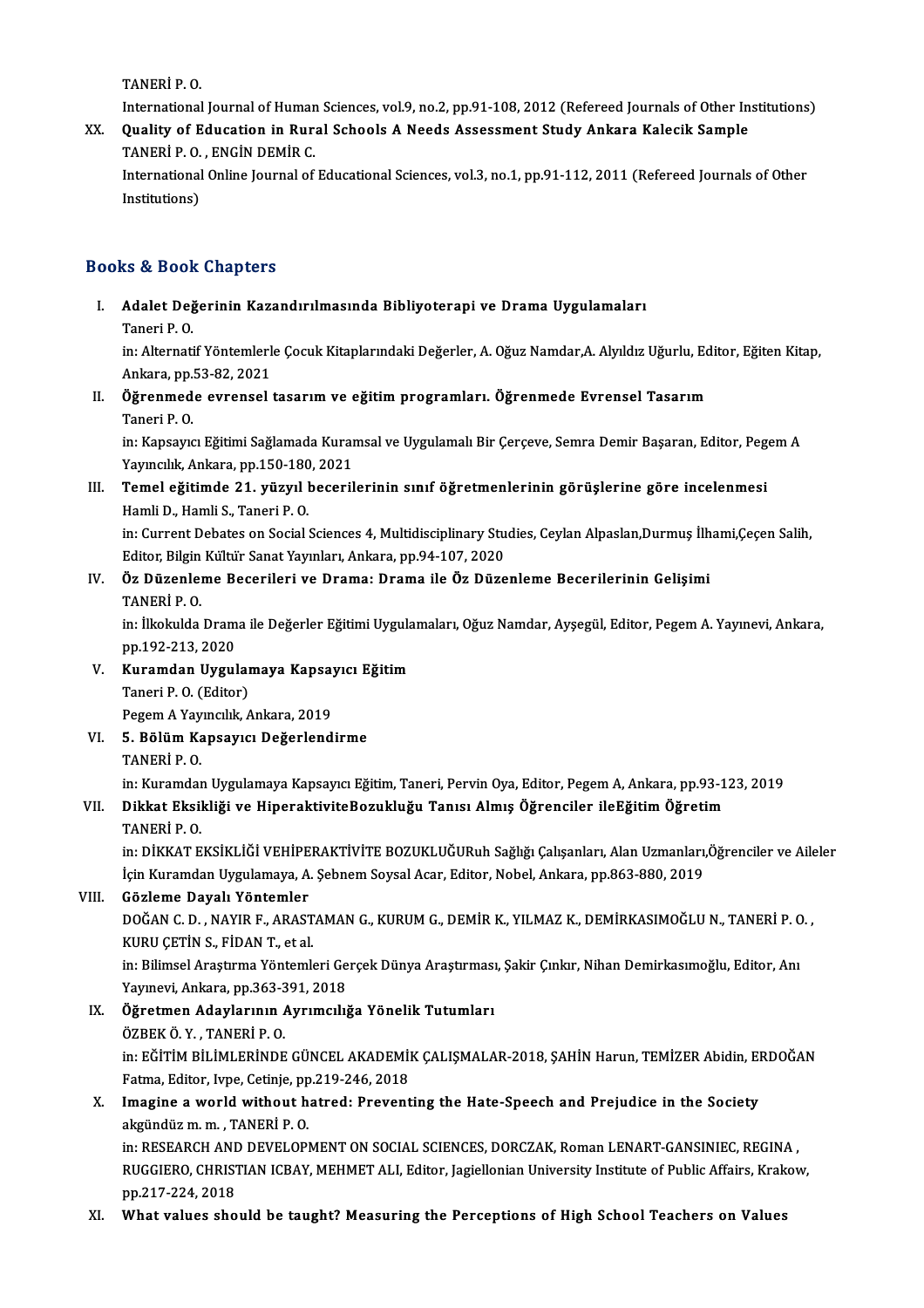TANERİ P. O.

International Journal of Human Sciences, vol.9, no.2, pp.91-108, 2012 (Refereed Journals of Other Institutions)

XX. **Quality of Education in Rural Schools A Needs Assessment Study Ankara Kalecik Sample**
TANERİ P. O. , ENGİN DEMİR C.
International Online Journal of Educational Sciences, vol.3, no.1, pp.91-112, 2011 (Refereed Journals of Other Institutions)

## Books & Book Chapters

I. **Adalet Değerinin Kazandırılmasında Bibliyoterapi ve Drama Uygulamaları**
Taneri P. O.
in: Alternatif Yöntemlerle Çocuk Kitaplarındaki Değerler, A. Oğuz Namdar,A. Alyıldız Uğurlu, Editor, Eğiten Kitap, Ankara, pp.53-82, 2021

II. **Öğrenmede evrensel tasarım ve eğitim programları. Öğrenmede Evrensel Tasarım**
Taneri P. O.
in: Kapsayıcı Eğitimi Sağlamada Kuramsal ve Uygulamalı Bir Çerçeve, Semra Demir Başaran, Editor, Pegem A Yayıncılık, Ankara, pp.150-180, 2021

III. **Temel eğitimde 21. yüzyıl becerilerinin sınıf öğretmenlerinin görüşlerine göre incelenmesi**
Hamli D., Hamli S., Taneri P. O.
in: Current Debates on Social Sciences 4, Multidisciplinary Studies, Ceylan Alpaslan,Durmuş İlhami,Çeçen Salih, Editor, Bilgin Kültür Sanat Yayınları, Ankara, pp.94-107, 2020

IV. **Öz Düzenleme Becerileri ve Drama: Drama ile Öz Düzenleme Becerilerinin Gelişimi**
TANERİ P. O.
in: İlkokulda Drama ile Değerler Eğitimi Uygulamaları, Oğuz Namdar, Ayşegül, Editor, Pegem A. Yayınevi, Ankara, pp.192-213, 2020

V. **Kuramdan Uygulamaya Kapsayıcı Eğitim**
Taneri P. O. (Editor)
Pegem A Yayıncılık, Ankara, 2019

VI. **5. Bölüm Kapsayıcı Değerlendirme**
TANERİ P. O.
in: Kuramdan Uygulamaya Kapsayıcı Eğitim, Taneri, Pervin Oya, Editor, Pegem A, Ankara, pp.93-123, 2019

VII. **Dikkat Eksikliği ve HiperaktiviteBozukluğu Tanısı Almış Öğrenciler ileEğitim Öğretim**
TANERİ P. O.
in: DİKKAT EKSİKLİĞİ VEHİPERAKTİVİTE BOZUKLUĞURuh Sağlığı Çalışanları, Alan Uzmanları,Öğrenciler ve Aileler İçin Kuramdan Uygulamaya, A. Şebnem Soysal Acar, Editor, Nobel, Ankara, pp.863-880, 2019

VIII. **Gözleme Dayalı Yöntemler**
DOĞAN C. D. , NAYIR F., ARASTAMAN G., KURUM G., DEMİR K., YILMAZ K., DEMİRKASIMOĞLU N., TANERİ P. O. , KURU ÇETİN S., FİDAN T., et al.
in: Bilimsel Araştırma Yöntemleri Gerçek Dünya Araştırması, Şakir Çınkır, Nihan Demirkasımoğlu, Editor, Anı Yayınevi, Ankara, pp.363-391, 2018

IX. **Öğretmen Adaylarının Ayrımcılığa Yönelik Tutumları**
ÖZBEK Ö. Y. , TANERİ P. O.
in: EĞİTİM BİLİMLERİNDE GÜNCEL AKADEMİK ÇALIŞMALAR-2018, ŞAHİN Harun, TEMİZER Abidin, ERDOĞAN Fatma, Editor, Ivpe, Cetinje, pp.219-246, 2018

X. **Imagine a world without hatred: Preventing the Hate-Speech and Prejudice in the Society**
akgündüz m. m. , TANERİ P. O.
in: RESEARCH AND DEVELOPMENT ON SOCIAL SCIENCES, DORCZAK, Roman LENART-GANSINIEC, REGINA , RUGGIERO, CHRISTIAN ICBAY, MEHMET ALI, Editor, Jagiellonian University Institute of Public Affairs, Krakow, pp.217-224, 2018

XI. **What values should be taught? Measuring the Perceptions of High School Teachers on Values**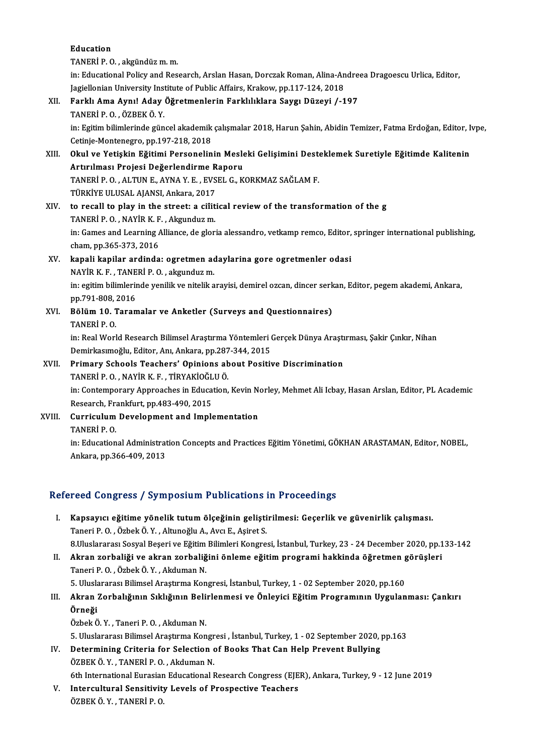Education
TANERİ P. O. , akgündüz m. m.
in: Educational Policy and Research, Arslan Hasan, Dorczak Roman, Alina-Andreea Dragoescu Urlica, Editor, Jagiellonian University Institute of Public Affairs, Krakow, pp.117-124, 2018

XII. **Farklı Ama Aynı! Aday Öğretmenlerin Farklılıklara Saygı Düzeyi /-197**
TANERİ P. O. , ÖZBEK Ö. Y.
in: Egitim bilimlerinde güncel akademik çalışmalar 2018, Harun Şahin, Abidin Temizer, Fatma Erdoğan, Editor, Ivpe, Cetinje-Montenegro, pp.197-218, 2018

XIII. **Okul ve Yetişkin Eğitimi Personelinin Mesleki Gelişimini Desteklemek Suretiyle Eğitimde Kalitenin Artırılması Projesi Değerlendirme Raporu**
TANERİ P. O. , ALTUN E., AYNA Y. E. , EVSEL G., KORKMAZ SAĞLAM F.
TÜRKİYE ULUSAL AJANSI, Ankara, 2017

XIV. **to recall to play in the street: a ciîitical review of the transformation of the g**
TANERİ P. O. , NAYİR K. F. , Akgunduz m.
in: Games and Learning Alliance, de gloria alessandro, vetkamp remco, Editor, springer international publishing, cham, pp.365-373, 2016

XV. **kapali kapilar ardinda: ogretmen adaylarina gore ogretmenler odasi**
NAYİR K. F. , TANERİ P. O. , akgunduz m.
in: egitim bilimlerinde yenilik ve nitelik arayisi, demirel ozcan, dincer serkan, Editor, pegem akademi, Ankara, pp.791-808, 2016

XVI. **Bölüm 10. Taramalar ve Anketler (Surveys and Questionnaires)**
TANERİ P. O.
in: Real World Research Bilimsel Araştırma Yöntemleri Gerçek Dünya Araştırması, Şakir Çınkır, Nihan Demirkasımoğlu, Editor, Anı, Ankara, pp.287-344, 2015

XVII. **Primary Schools Teachers' Opinions about Positive Discrimination**
TANERİ P. O. , NAYİR K. F. , TİRYAKİOĞLU Ö.
in: Contemporary Approaches in Education, Kevin Norley, Mehmet Ali Icbay, Hasan Arslan, Editor, PL Academic Research, Frankfurt, pp.483-490, 2015

XVIII. **Curriculum Development and Implementation**
TANERİ P. O.
in: Educational Administration Concepts and Practices Eğitim Yönetimi, GÖKHAN ARASTAMAN, Editor, NOBEL, Ankara, pp.366-409, 2013

## Refereed Congress / Symposium Publications in Proceedings

I. **Kapsayıcı eğitime yönelik tutum ölçeğinin geliştirilmesi: Geçerlik ve güvenirlik çalışması.**
Taneri P. O. , Özbek Ö. Y. , Altunoğlu A., Avcı E., Aşiret S.
8.Uluslararası Sosyal Beşeri ve Eğitim Bilimleri Kongresi, İstanbul, Turkey, 23 - 24 December 2020, pp.133-142

II. **Akran zorbaliği ve akran zorbaliğini önleme eğitim programi hakkinda öğretmen görüşleri**
Taneri P. O. , Özbek Ö. Y. , Akduman N.
5. Uluslararası Bilimsel Araştırma Kongresi, İstanbul, Turkey, 1 - 02 September 2020, pp.160

III. **Akran Zorbalığının Sıklığının Belirlenmesi ve Önleyici Eğitim Programının Uygulanması: Çankırı Örneği**
Özbek Ö. Y. , Taneri P. O. , Akduman N.
5. Uluslararası Bilimsel Araştırma Kongresi , İstanbul, Turkey, 1 - 02 September 2020, pp.163

IV. **Determining Criteria for Selection of Books That Can Help Prevent Bullying**
ÖZBEK Ö. Y. , TANERİ P. O. , Akduman N.
6th International Eurasian Educational Research Congress (EJER), Ankara, Turkey, 9 - 12 June 2019

V. **Intercultural Sensitivity Levels of Prospective Teachers**
ÖZBEK Ö. Y. , TANERİ P. O.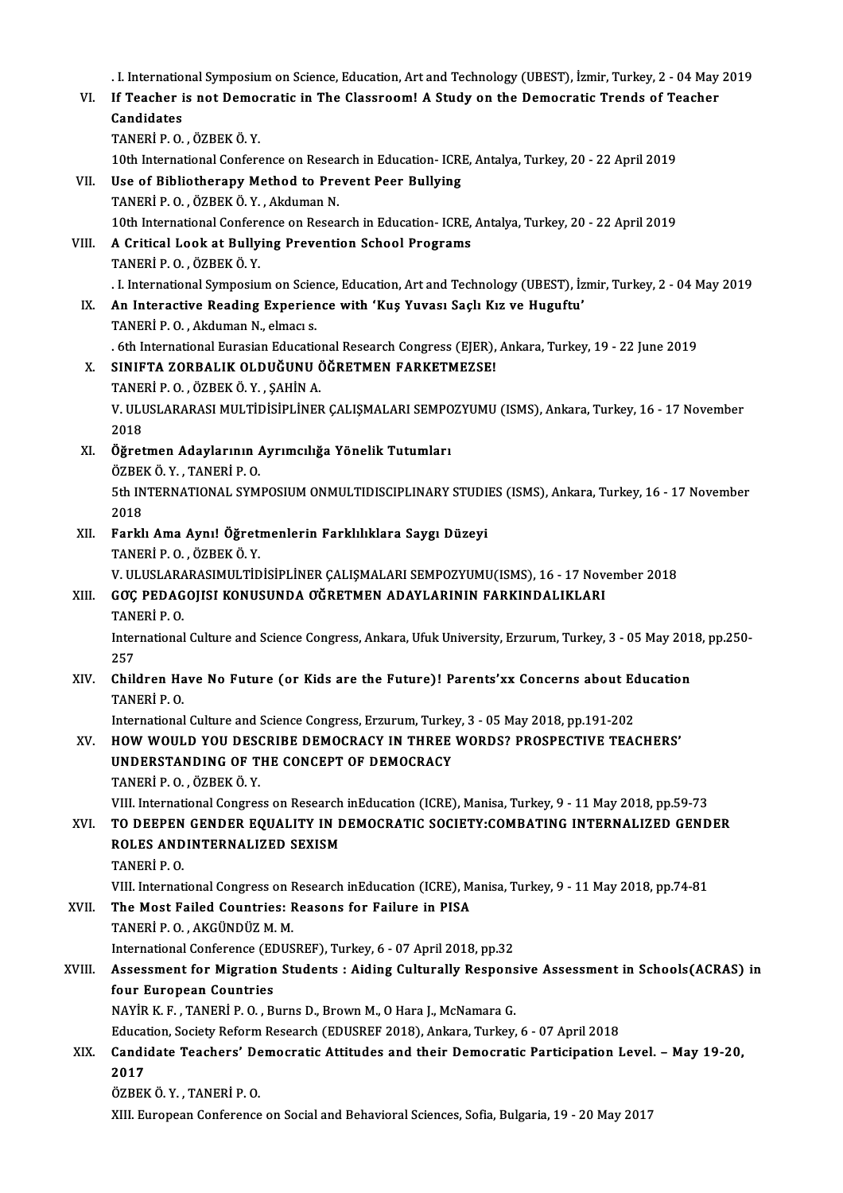. I. International Symposium on Science, Education, Art and Technology (UBEST), İzmir, Turkey, 2 - 04 May 2019

VI. **If Teacher is not Democratic in The Classroom! A Study on the Democratic Trends of Teacher Candidates**
TANERİ P. O. , ÖZBEK Ö. Y.
10th International Conference on Research in Education- ICRE, Antalya, Turkey, 20 - 22 April 2019

VII. **Use of Bibliotherapy Method to Prevent Peer Bullying**
TANERİ P. O. , ÖZBEK Ö. Y. , Akduman N.
10th International Conference on Research in Education- ICRE, Antalya, Turkey, 20 - 22 April 2019

VIII. **A Critical Look at Bullying Prevention School Programs**
TANERİ P. O. , ÖZBEK Ö. Y.
. I. International Symposium on Science, Education, Art and Technology (UBEST), İzmir, Turkey, 2 - 04 May 2019

IX. **An Interactive Reading Experience with 'Kuş Yuvası Saçlı Kız ve Huguftu'**
TANERİ P. O. , Akduman N., elmacı s.
. 6th International Eurasian Educational Research Congress (EJER), Ankara, Turkey, 19 - 22 June 2019

X. **SINIFTA ZORBALIK OLDUĞUNU ÖĞRETMEN FARKETMEZSE!**
TANERİ P. O. , ÖZBEK Ö. Y. , ŞAHİN A.
V. ULUSLARARASI MULTİDİSİPLİNER ÇALIŞMALARI SEMPOZYUMU (ISMS), Ankara, Turkey, 16 - 17 November 2018

XI. **Öğretmen Adaylarının Ayrımcılığa Yönelik Tutumları**
ÖZBEK Ö. Y. , TANERİ P. O.
5th INTERNATIONAL SYMPOSIUM ONMULTIDISCIPLINARY STUDIES (ISMS), Ankara, Turkey, 16 - 17 November 2018

XII. **Farklı Ama Aynı! Öğretmenlerin Farklılıklara Saygı Düzeyi**
TANERİ P. O. , ÖZBEK Ö. Y.
V. ULUSLARARASIMULTİDİSİPLİNER ÇALIŞMALARI SEMPOZYUMU(ISMS), 16 - 17 November 2018

XIII. **GÖÇ PEDAGOJISI KONUSUNDA ÖĞRETMEN ADAYLARININ FARKINDALIKLARI**
TANERİ P. O.
International Culture and Science Congress, Ankara, Ufuk University, Erzurum, Turkey, 3 - 05 May 2018, pp.250-257

XIV. **Children Have No Future (or Kids are the Future)! Parents'xx Concerns about Education**
TANERİ P. O.
International Culture and Science Congress, Erzurum, Turkey, 3 - 05 May 2018, pp.191-202

XV. **HOW WOULD YOU DESCRIBE DEMOCRACY IN THREE WORDS? PROSPECTIVE TEACHERS' UNDERSTANDING OF THE CONCEPT OF DEMOCRACY**
TANERİ P. O. , ÖZBEK Ö. Y.
VIII. International Congress on Research inEducation (ICRE), Manisa, Turkey, 9 - 11 May 2018, pp.59-73

XVI. **TO DEEPEN GENDER EQUALITY IN DEMOCRATIC SOCIETY:COMBATING INTERNALIZED GENDER ROLES ANDINTERNALIZED SEXISM**
TANERİ P. O.
VIII. International Congress on Research inEducation (ICRE), Manisa, Turkey, 9 - 11 May 2018, pp.74-81

XVII. **The Most Failed Countries: Reasons for Failure in PISA**
TANERİ P. O. , AKGÜNDÜZ M. M.
International Conference (EDUSREF), Turkey, 6 - 07 April 2018, pp.32

XVIII. **Assessment for Migration Students : Aiding Culturally Responsive Assessment in Schools(ACRAS) in four European Countries**
NAYİR K. F. , TANERİ P. O. , Burns D., Brown M., O Hara J., McNamara G.
Education, Society Reform Research (EDUSREF 2018), Ankara, Turkey, 6 - 07 April 2018

XIX. **Candidate Teachers' Democratic Attitudes and their Democratic Participation Level. – May 19-20, 2017**
ÖZBEK Ö. Y. , TANERİ P. O.
XIII. European Conference on Social and Behavioral Sciences, Sofia, Bulgaria, 19 - 20 May 2017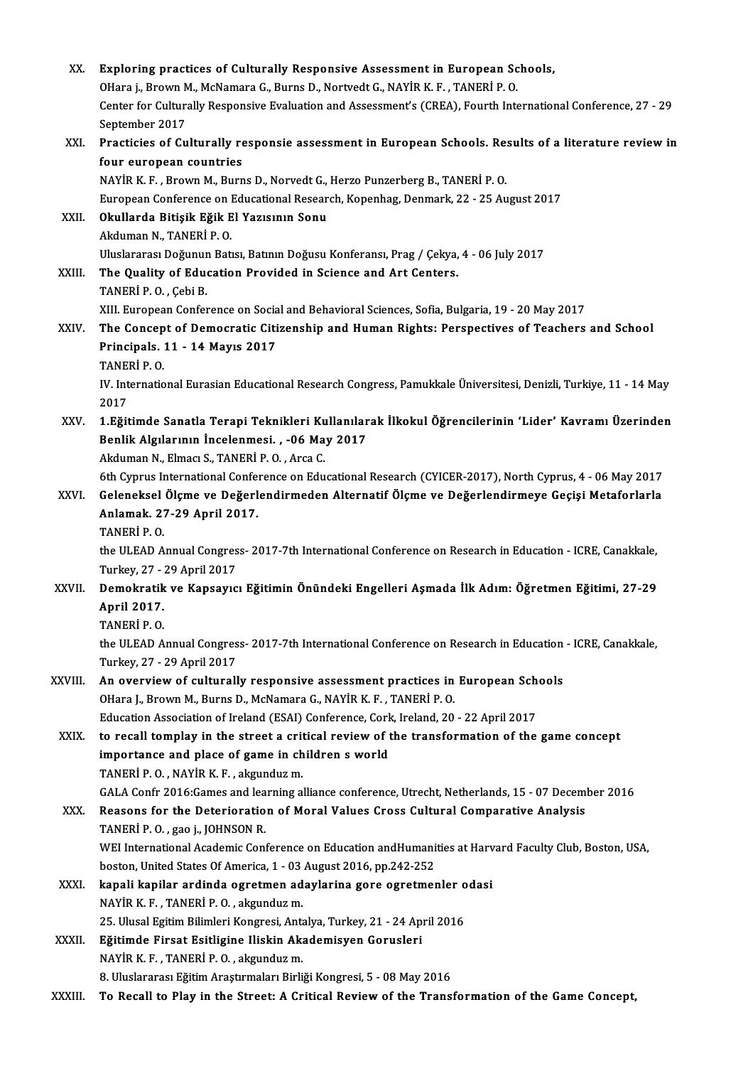XX. **Exploring practices of Culturally Responsive Assessment in European Schools,**
OHara j., Brown M., McNamara G., Burns D., Nortvedt G., NAYİR K. F. , TANERİ P. O.
Center for Culturally Responsive Evaluation and Assessment's (CREA), Fourth International Conference, 27 - 29 September 2017

XXI. **Practicies of Culturally responsie assessment in European Schools. Results of a literature review in four european countries**
NAYİR K. F. , Brown M., Burns D., Norvedt G., Herzo Punzerberg B., TANERİ P. O.
European Conference on Educational Research, Kopenhag, Denmark, 22 - 25 August 2017

XXII. **Okullarda Bitişik Eğik El Yazısının Sonu**
Akduman N., TANERİ P. O.
Uluslararası Doğunun Batısı, Batının Doğusu Konferansı, Prag / Çekya, 4 - 06 July 2017

XXIII. **The Quality of Education Provided in Science and Art Centers.**
TANERİ P. O. , Çebi B.
XIII. European Conference on Social and Behavioral Sciences, Sofia, Bulgaria, 19 - 20 May 2017

XXIV. **The Concept of Democratic Citizenship and Human Rights: Perspectives of Teachers and School Principals. 11 - 14 Mayıs 2017**
TANERİ P. O.
IV. International Eurasian Educational Research Congress, Pamukkale Üniversitesi, Denizli, Turkiye, 11 - 14 May 2017

XXV. **1.Eğitimde Sanatla Terapi Teknikleri Kullanılarak İlkokul Öğrencilerinin 'Lider' Kavramı Üzerinden Benlik Algılarının İncelenmesi. , -06 May 2017**
Akduman N., Elmacı S., TANERİ P. O. , Arca C.
6th Cyprus International Conference on Educational Research (CYICER-2017), North Cyprus, 4 - 06 May 2017

XXVI. **Geleneksel Ölçme ve Değerlendirmeden Alternatif Ölçme ve Değerlendirmeye Geçişi Metaforlarla Anlamak. 27-29 April 2017.**
TANERİ P. O.
the ULEAD Annual Congress- 2017-7th International Conference on Research in Education - ICRE, Canakkale, Turkey, 27 - 29 April 2017

XXVII. **Demokratik ve Kapsayıcı Eğitimin Önündeki Engelleri Aşmada İlk Adım: Öğretmen Eğitimi, 27-29 April 2017.**
TANERİ P. O.
the ULEAD Annual Congress- 2017-7th International Conference on Research in Education - ICRE, Canakkale, Turkey, 27 - 29 April 2017

XXVIII. **An overview of culturally responsive assessment practices in European Schools**
OHara J., Brown M., Burns D., McNamara G., NAYİR K. F. , TANERİ P. O.
Education Association of Ireland (ESAI) Conference, Cork, Ireland, 20 - 22 April 2017

XXIX. **to recall tomplay in the street a critical review of the transformation of the game concept importance and place of game in children s world**
TANERİ P. O. , NAYİR K. F. , akgunduz m.
GALA Confr 2016:Games and learning alliance conference, Utrecht, Netherlands, 15 - 07 December 2016

XXX. **Reasons for the Deterioration of Moral Values Cross Cultural Comparative Analysis**
TANERİ P. O. , gao j., JOHNSON R.
WEI International Academic Conference on Education andHumanities at Harvard Faculty Club, Boston, USA, boston, United States Of America, 1 - 03 August 2016, pp.242-252

XXXI. **kapali kapilar ardinda ogretmen adaylarina gore ogretmenler odasi**
NAYİR K. F. , TANERİ P. O. , akgunduz m.
25. Ulusal Egitim Bilimleri Kongresi, Antalya, Turkey, 21 - 24 April 2016

XXXII. **Eğitimde Firsat Esitligine Iliskin Akademisyen Gorusleri**
NAYİR K. F. , TANERİ P. O. , akgunduz m.
8. Uluslararası Eğitim Araştırmaları Birliği Kongresi, 5 - 08 May 2016

XXXIII. **To Recall to Play in the Street: A Critical Review of the Transformation of the Game Concept,**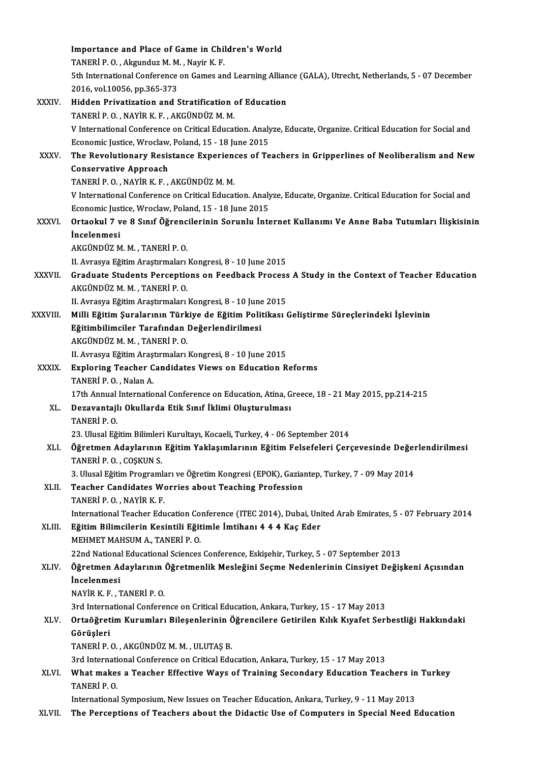Importance and Place of Game in Children's World
TANERİ P. O. , Akgunduz M. M. , Nayir K. F.
5th International Conference on Games and Learning Alliance (GALA), Utrecht, Netherlands, 5 - 07 December 2016, vol.10056, pp.365-373

XXXIV. **Hidden Privatization and Stratification of Education**
TANERİ P. O. , NAYİR K. F. , AKGÜNDÜZ M. M.
V International Conference on Critical Education. Analyze, Educate, Organize. Critical Education for Social and Economic Justice, Wroclaw, Poland, 15 - 18 June 2015

XXXV. **The Revolutionary Resistance Experiences of Teachers in Gripperlines of Neoliberalism and New Conservative Approach**
TANERİ P. O. , NAYİR K. F. , AKGÜNDÜZ M. M.
V International Conference on Critical Education. Analyze, Educate, Organize. Critical Education for Social and Economic Justice, Wroclaw, Poland, 15 - 18 June 2015

XXXVI. **Ortaokul 7 ve 8 Sınıf Öğrencilerinin Sorunlu İnternet Kullanımı Ve Anne Baba Tutumları İlişkisinin İncelenmesi**
AKGÜNDÜZ M. M. , TANERİ P. O.
II. Avrasya Eğitim Araştırmaları Kongresi, 8 - 10 June 2015

XXXVII. **Graduate Students Perceptions on Feedback Process A Study in the Context of Teacher Education**
AKGÜNDÜZ M. M. , TANERİ P. O.
II. Avrasya Eğitim Araştırmaları Kongresi, 8 - 10 June 2015

XXXVIII. **Milli Eğitim Şuralarının Türkiye de Eğitim Politikası Geliştirme Süreçlerindeki İşlevinin Eğitimbilimciler Tarafından Değerlendirilmesi**
AKGÜNDÜZ M. M. , TANERİ P. O.
II. Avrasya Eğitim Araştırmaları Kongresi, 8 - 10 June 2015

XXXIX. **Exploring Teacher Candidates Views on Education Reforms**
TANERİ P. O. , Nalan A.
17th Annual International Conference on Education, Atina, Greece, 18 - 21 May 2015, pp.214-215

XL. **Dezavantajlı Okullarda Etik Sınıf İklimi Oluşturulması**
TANERİ P. O.
23. Ulusal Eğitim Bilimleri Kurultayı, Kocaeli, Turkey, 4 - 06 September 2014

XLI. **Öğretmen Adaylarının Eğitim Yaklaşımlarının Eğitim Felsefeleri Çerçevesinde Değerlendirilmesi**
TANERİ P. O. , COŞKUN S.
3. Ulusal Eğitim Programları ve Öğretim Kongresi (EPOK), Gaziantep, Turkey, 7 - 09 May 2014

XLII. **Teacher Candidates Worries about Teaching Profession**
TANERİ P. O. , NAYİR K. F.
International Teacher Education Conference (ITEC 2014), Dubai, United Arab Emirates, 5 - 07 February 2014

XLIII. **Eğitim Bilimcilerin Kesintili Eğitimle İmtihanı 4 4 4 Kaç Eder**
MEHMET MAHSUM A., TANERİ P. O.
22nd National Educational Sciences Conference, Eskişehir, Turkey, 5 - 07 September 2013

XLIV. **Öğretmen Adaylarının Öğretmenlik Mesleğini Seçme Nedenlerinin Cinsiyet Değişkeni Açısından İncelenmesi**
NAYİR K. F. , TANERİ P. O.
3rd International Conference on Critical Education, Ankara, Turkey, 15 - 17 May 2013

XLV. **Ortaöğretim Kurumları Bileşenlerinin Öğrencilere Getirilen Kılık Kıyafet Serbestliği Hakkındaki Görüşleri**
TANERİ P. O. , AKGÜNDÜZ M. M. , ULUTAŞ B.
3rd International Conference on Critical Education, Ankara, Turkey, 15 - 17 May 2013

XLVI. **What makes a Teacher Effective Ways of Training Secondary Education Teachers in Turkey**
TANERİ P. O.
International Symposium, New Issues on Teacher Education, Ankara, Turkey, 9 - 11 May 2013

XLVII. **The Perceptions of Teachers about the Didactic Use of Computers in Special Need Education**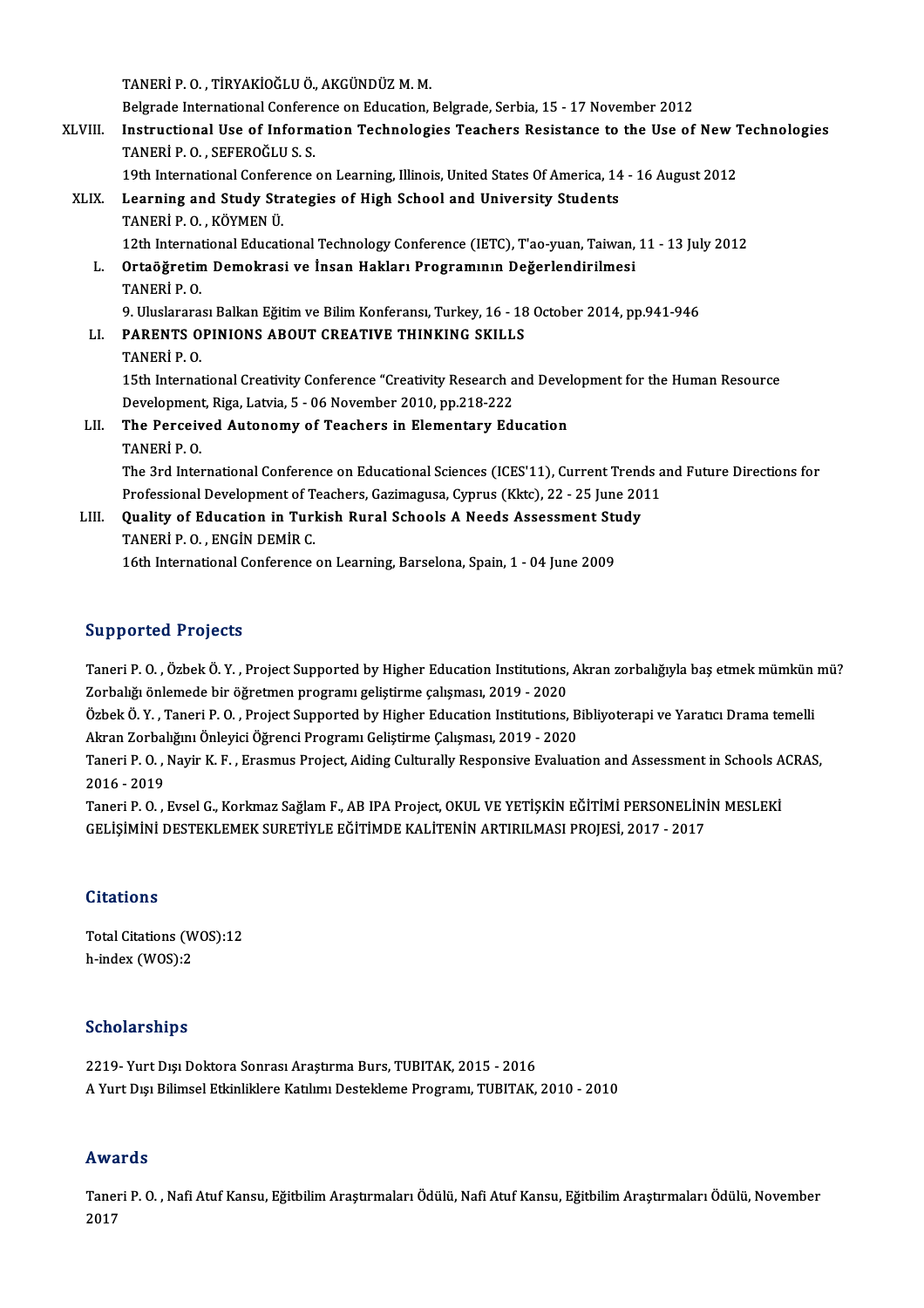TANERİ P. O. , TİRYAKİOĞLU Ö., AKGÜNDÜZ M. M.
Belgrade International Conference on Education, Belgrade, Serbia, 15 - 17 November 2012

XLVIII. **Instructional Use of Information Technologies Teachers Resistance to the Use of New Technologies**
TANERİ P. O. , SEFEROĞLU S. S.
19th International Conference on Learning, Illinois, United States Of America, 14 - 16 August 2012

XLIX. **Learning and Study Strategies of High School and University Students**
TANERİ P. O. , KÖYMEN Ü.
12th International Educational Technology Conference (IETC), T'ao-yuan, Taiwan, 11 - 13 July 2012

L. **Ortaöğretim Demokrasi ve İnsan Hakları Programının Değerlendirilmesi**
TANERİ P. O.
9. Uluslararası Balkan Eğitim ve Bilim Konferansı, Turkey, 16 - 18 October 2014, pp.941-946

LI. **PARENTS OPINIONS ABOUT CREATIVE THINKING SKILLS**
TANERİ P. O.
15th International Creativity Conference "Creativity Research and Development for the Human Resource Development, Riga, Latvia, 5 - 06 November 2010, pp.218-222

LII. **The Perceived Autonomy of Teachers in Elementary Education**
TANERİ P. O.
The 3rd International Conference on Educational Sciences (ICES'11), Current Trends and Future Directions for Professional Development of Teachers, Gazimagusa, Cyprus (Kktc), 22 - 25 June 2011

LIII. **Quality of Education in Turkish Rural Schools A Needs Assessment Study**
TANERİ P. O. , ENGİN DEMİR C.
16th International Conference on Learning, Barselona, Spain, 1 - 04 June 2009

## Supported Projects

Taneri P. O. , Özbek Ö. Y. , Project Supported by Higher Education Institutions, Akran zorbalığıyla baş etmek mümkün mü? Zorbalığı önlemede bir öğretmen programı geliştirme çalışması, 2019 - 2020

Özbek Ö. Y. , Taneri P. O. , Project Supported by Higher Education Institutions, Bibliyoterapi ve Yaratıcı Drama temelli Akran Zorbalığını Önleyici Öğrenci Programı Geliştirme Çalışması, 2019 - 2020

Taneri P. O. , Nayir K. F. , Erasmus Project, Aiding Culturally Responsive Evaluation and Assessment in Schools ACRAS, 2016 - 2019

Taneri P. O. , Evsel G., Korkmaz Sağlam F., AB IPA Project, OKUL VE YETİŞKİN EĞİTİMİ PERSONELİNİN MESLEKİ GELİŞİMİNİ DESTEKLEMEK SURETİYLE EĞİTİMDE KALİTENİN ARTIRILMASI PROJESİ, 2017 - 2017

## Citations

Total Citations (WOS):12
h-index (WOS):2

## Scholarships

2219- Yurt Dışı Doktora Sonrası Araştırma Burs, TUBITAK, 2015 - 2016
A Yurt Dışı Bilimsel Etkinliklere Katılımı Destekleme Programı, TUBITAK, 2010 - 2010

## Awards

Taneri P. O. , Nafi Atuf Kansu, Eğitbilim Araştırmaları Ödülü, Nafi Atuf Kansu, Eğitbilim Araştırmaları Ödülü, November 2017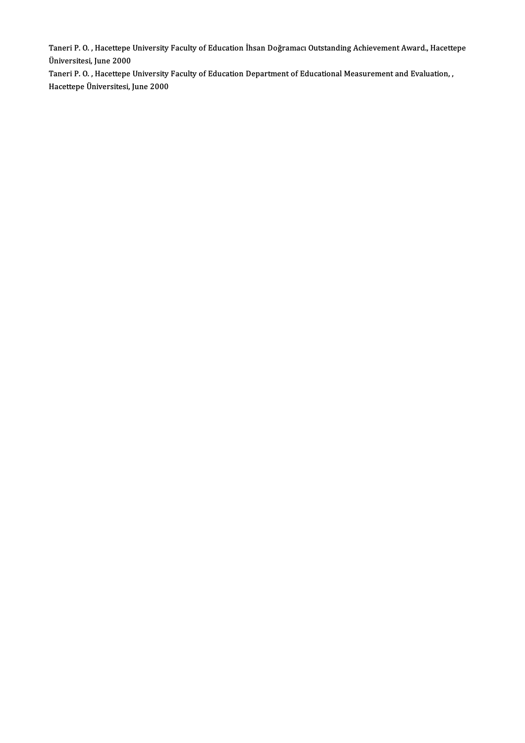Taneri P. O. , Hacettepe University Faculty of Education İhsan Doğramacı Outstanding Achievement Award., Hacettepe Üniversitesi, June 2000

Taneri P. O. , Hacettepe University Faculty of Education Department of Educational Measurement and Evaluation, , Hacettepe Üniversitesi, June 2000